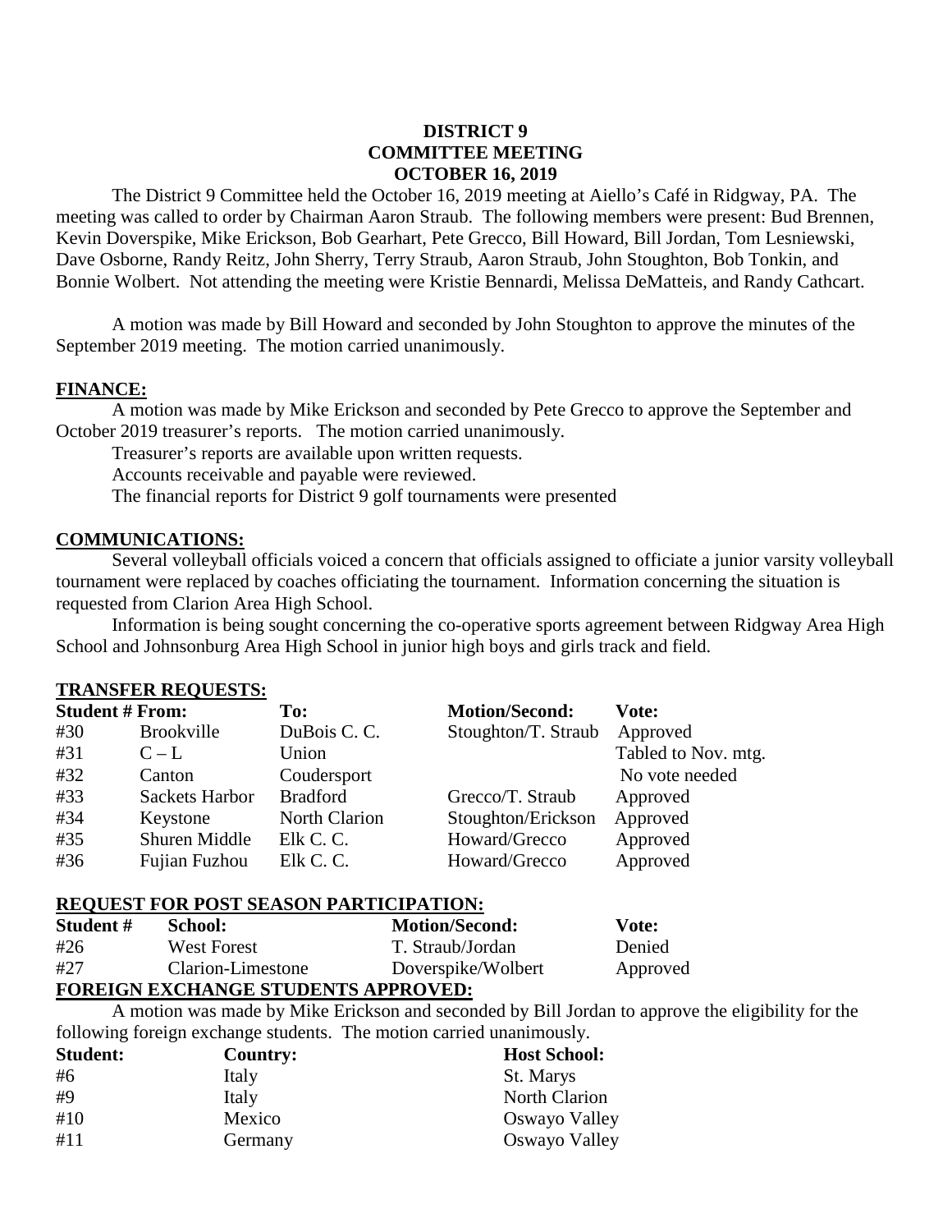# DISTRICT 9
## COMMITTEE MEETING
## OCTOBER 16, 2019

The District 9 Committee held the October 16, 2019 meeting at Aiello's Café in Ridgway, PA. The meeting was called to order by Chairman Aaron Straub. The following members were present: Bud Brennen, Kevin Doverspike, Mike Erickson, Bob Gearhart, Pete Grecco, Bill Howard, Bill Jordan, Tom Lesniewski, Dave Osborne, Randy Reitz, John Sherry, Terry Straub, Aaron Straub, John Stoughton, Bob Tonkin, and Bonnie Wolbert. Not attending the meeting were Kristie Bennardi, Melissa DeMatteis, and Randy Cathcart.

A motion was made by Bill Howard and seconded by John Stoughton to approve the minutes of the September 2019 meeting. The motion carried unanimously.

**FINANCE:**

A motion was made by Mike Erickson and seconded by Pete Grecco to approve the September and October 2019 treasurer's reports. The motion carried unanimously.

Treasurer's reports are available upon written requests.

Accounts receivable and payable were reviewed.

The financial reports for District 9 golf tournaments were presented

**COMMUNICATIONS:**

Several volleyball officials voiced a concern that officials assigned to officiate a junior varsity volleyball tournament were replaced by coaches officiating the tournament. Information concerning the situation is requested from Clarion Area High School.

Information is being sought concerning the co-operative sports agreement between Ridgway Area High School and Johnsonburg Area High School in junior high boys and girls track and field.

**TRANSFER REQUESTS:**

| Student # | From: | To: | Motion/Second: | Vote: |
|---|---|---|---|---|
| #30 | Brookville | DuBois C. C. | Stoughton/T. Straub | Approved |
| #31 | C – L | Union | | Tabled to Nov. mtg. |
| #32 | Canton | Coudersport | | No vote needed |
| #33 | Sackets Harbor | Bradford | Grecco/T. Straub | Approved |
| #34 | Keystone | North Clarion | Stoughton/Erickson | Approved |
| #35 | Shuren Middle | Elk C. C. | Howard/Grecco | Approved |
| #36 | Fujian Fuzhou | Elk C. C. | Howard/Grecco | Approved |

**REQUEST FOR POST SEASON PARTICIPATION:**

| Student # | School: | Motion/Second: | Vote: |
|---|---|---|---|
| #26 | West Forest | T. Straub/Jordan | Denied |
| #27 | Clarion-Limestone | Doverspike/Wolbert | Approved |

**FOREIGN EXCHANGE STUDENTS APPROVED:**

A motion was made by Mike Erickson and seconded by Bill Jordan to approve the eligibility for the following foreign exchange students. The motion carried unanimously.

| Student: | Country: | Host School: |
|---|---|---|
| #6 | Italy | St. Marys |
| #9 | Italy | North Clarion |
| #10 | Mexico | Oswayo Valley |
| #11 | Germany | Oswayo Valley |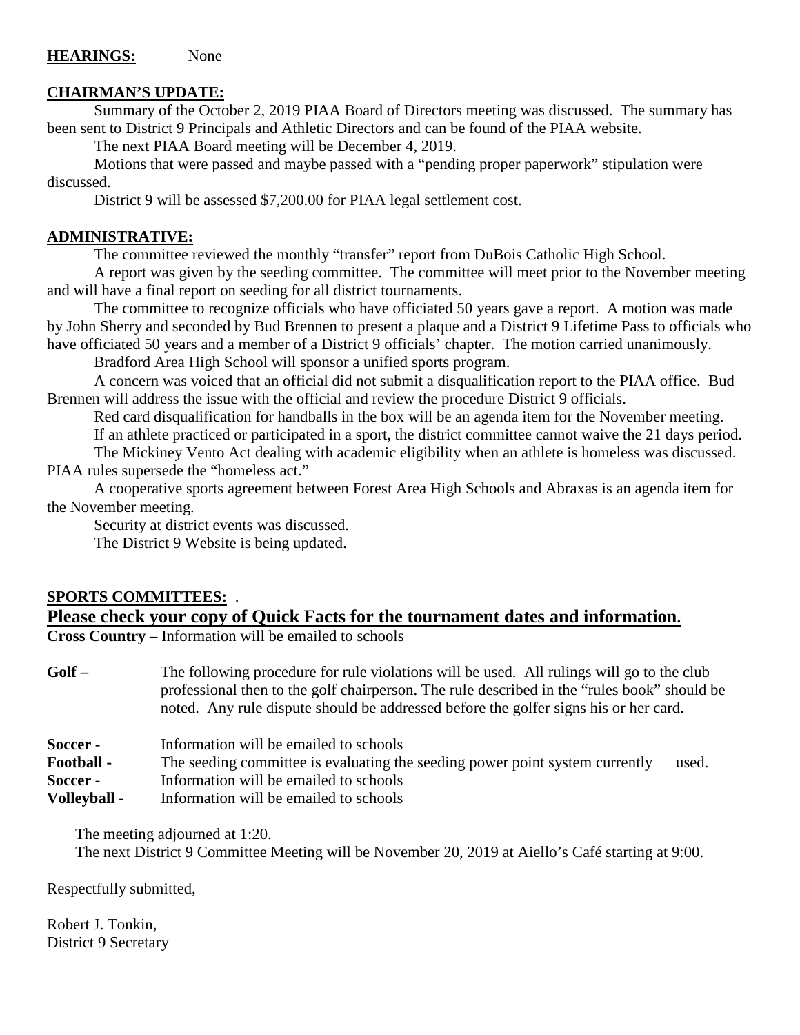**HEARINGS:** None

**CHAIRMAN'S UPDATE:**

Summary of the October 2, 2019 PIAA Board of Directors meeting was discussed. The summary has been sent to District 9 Principals and Athletic Directors and can be found of the PIAA website.

The next PIAA Board meeting will be December 4, 2019.

Motions that were passed and maybe passed with a "pending proper paperwork" stipulation were discussed.

District 9 will be assessed $7,200.00 for PIAA legal settlement cost.

**ADMINISTRATIVE:**

The committee reviewed the monthly "transfer" report from DuBois Catholic High School.

A report was given by the seeding committee. The committee will meet prior to the November meeting and will have a final report on seeding for all district tournaments.

The committee to recognize officials who have officiated 50 years gave a report. A motion was made by John Sherry and seconded by Bud Brennen to present a plaque and a District 9 Lifetime Pass to officials who have officiated 50 years and a member of a District 9 officials' chapter. The motion carried unanimously.

Bradford Area High School will sponsor a unified sports program.

A concern was voiced that an official did not submit a disqualification report to the PIAA office. Bud Brennen will address the issue with the official and review the procedure District 9 officials.

Red card disqualification for handballs in the box will be an agenda item for the November meeting.

If an athlete practiced or participated in a sport, the district committee cannot waive the 21 days period.

The Mickiney Vento Act dealing with academic eligibility when an athlete is homeless was discussed. PIAA rules supersede the "homeless act."

A cooperative sports agreement between Forest Area High Schools and Abraxas is an agenda item for the November meeting.

Security at district events was discussed.

The District 9 Website is being updated.

**SPORTS COMMITTEES:** .

**Please check your copy of Quick Facts for the tournament dates and information.**

**Cross Country –** Information will be emailed to schools

**Golf –** The following procedure for rule violations will be used. All rulings will go to the club professional then to the golf chairperson. The rule described in the "rules book" should be noted. Any rule dispute should be addressed before the golfer signs his or her card.

**Soccer -** Information will be emailed to schools

**Football -** The seeding committee is evaluating the seeding power point system currently used.

**Soccer -** Information will be emailed to schools

**Volleyball -** Information will be emailed to schools

The meeting adjourned at 1:20.

The next District 9 Committee Meeting will be November 20, 2019 at Aiello's Café starting at 9:00.

Respectfully submitted,

Robert J. Tonkin,
District 9 Secretary